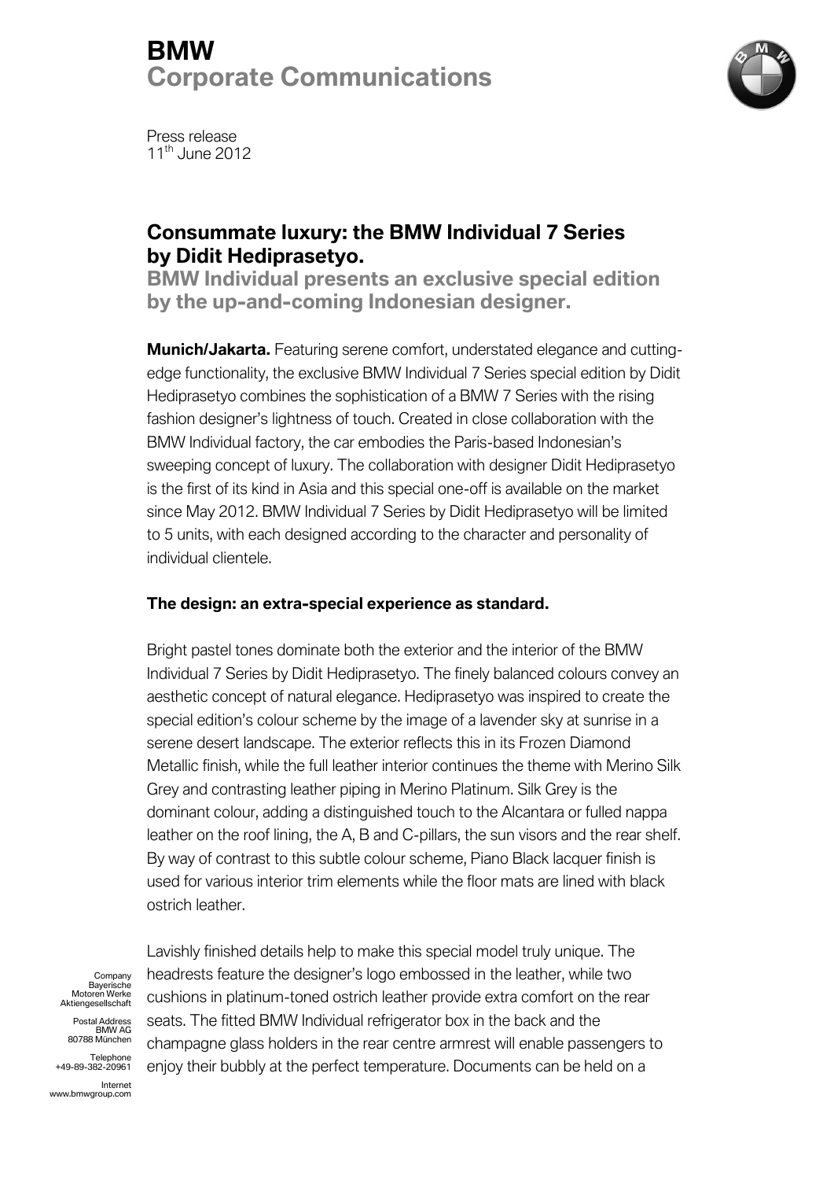# BMW
## Corporate Communications

Press release
11th June 2012

## Consummate luxury: the BMW Individual 7 Series by Didit Hediprasetyo.

### BMW Individual presents an exclusive special edition by the up-and-coming Indonesian designer.

**Munich/Jakarta.** Featuring serene comfort, understated elegance and cutting-edge functionality, the exclusive BMW Individual 7 Series special edition by Didit Hediprasetyo combines the sophistication of a BMW 7 Series with the rising fashion designer's lightness of touch. Created in close collaboration with the BMW Individual factory, the car embodies the Paris-based Indonesian's sweeping concept of luxury. The collaboration with designer Didit Hediprasetyo is the first of its kind in Asia and this special one-off is available on the market since May 2012. BMW Individual 7 Series by Didit Hediprasetyo will be limited to 5 units, with each designed according to the character and personality of individual clientele.

**The design: an extra-special experience as standard.**

Bright pastel tones dominate both the exterior and the interior of the BMW Individual 7 Series by Didit Hediprasetyo. The finely balanced colours convey an aesthetic concept of natural elegance. Hediprasetyo was inspired to create the special edition's colour scheme by the image of a lavender sky at sunrise in a serene desert landscape. The exterior reflects this in its Frozen Diamond Metallic finish, while the full leather interior continues the theme with Merino Silk Grey and contrasting leather piping in Merino Platinum. Silk Grey is the dominant colour, adding a distinguished touch to the Alcantara or fulled nappa leather on the roof lining, the A, B and C-pillars, the sun visors and the rear shelf. By way of contrast to this subtle colour scheme, Piano Black lacquer finish is used for various interior trim elements while the floor mats are lined with black ostrich leather.

Lavishly finished details help to make this special model truly unique. The headrests feature the designer's logo embossed in the leather, while two cushions in platinum-toned ostrich leather provide extra comfort on the rear seats. The fitted BMW Individual refrigerator box in the back and the champagne glass holders in the rear centre armrest will enable passengers to enjoy their bubbly at the perfect temperature. Documents can be held on a

Company
Bayerische
Motoren Werke
Aktiengesellschaft

Postal Address
BMW AG
80788 München

Telephone
+49-89-382-20961

Internet
www.bmwgroup.com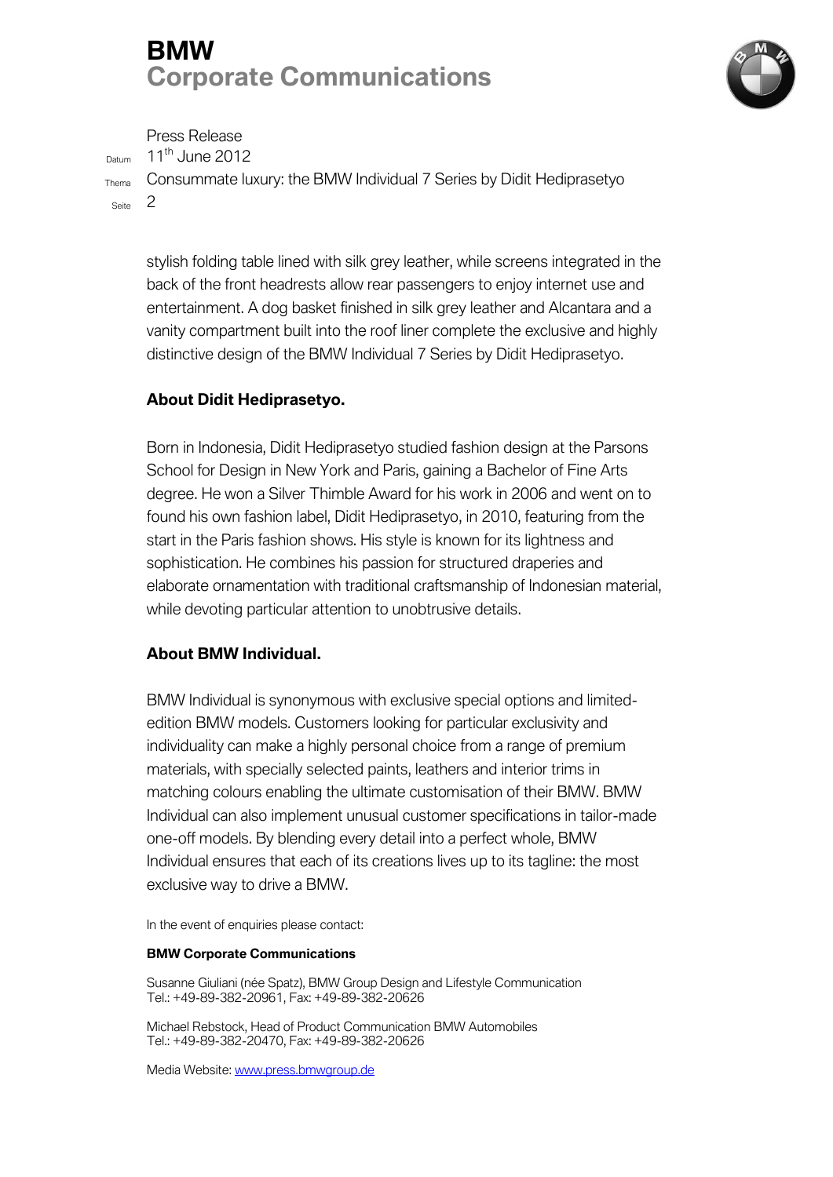stylish folding table lined with silk grey leather, while screens integrated in the back of the front headrests allow rear passengers to enjoy internet use and entertainment. A dog basket finished in silk grey leather and Alcantara and a vanity compartment built into the roof liner complete the exclusive and highly distinctive design of the BMW Individual 7 Series by Didit Hediprasetyo.

**About Didit Hediprasetyo.**

Born in Indonesia, Didit Hediprasetyo studied fashion design at the Parsons School for Design in New York and Paris, gaining a Bachelor of Fine Arts degree. He won a Silver Thimble Award for his work in 2006 and went on to found his own fashion label, Didit Hediprasetyo, in 2010, featuring from the start in the Paris fashion shows. His style is known for its lightness and sophistication. He combines his passion for structured draperies and elaborate ornamentation with traditional craftsmanship of Indonesian material, while devoting particular attention to unobtrusive details.

**About BMW Individual.**

BMW Individual is synonymous with exclusive special options and limited-edition BMW models. Customers looking for particular exclusivity and individuality can make a highly personal choice from a range of premium materials, with specially selected paints, leathers and interior trims in matching colours enabling the ultimate customisation of their BMW. BMW Individual can also implement unusual customer specifications in tailor-made one-off models. By blending every detail into a perfect whole, BMW Individual ensures that each of its creations lives up to its tagline: the most exclusive way to drive a BMW.

In the event of enquiries please contact:

**BMW Corporate Communications**

Susanne Giuliani (née Spatz), BMW Group Design and Lifestyle Communication
Tel.: +49-89-382-20961, Fax: +49-89-382-20626

Michael Rebstock, Head of Product Communication BMW Automobiles
Tel.: +49-89-382-20470, Fax: +49-89-382-20626

Media Website: www.press.bmwgroup.de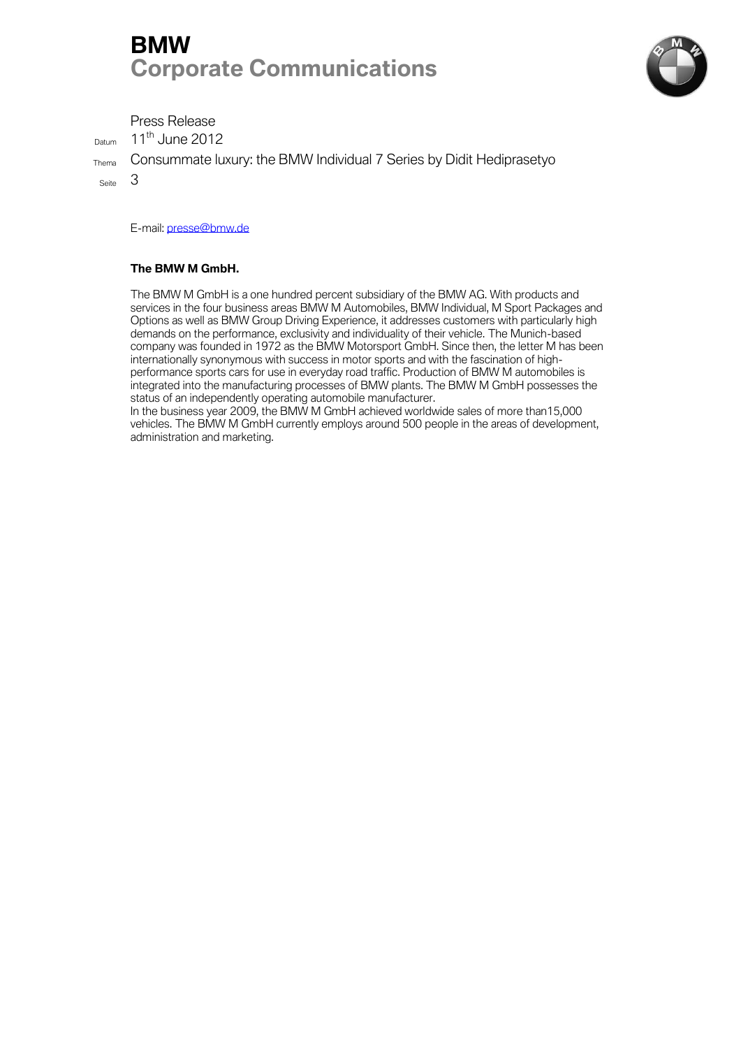E-mail: presse@bmw.de

**The BMW M GmbH.**

The BMW M GmbH is a one hundred percent subsidiary of the BMW AG. With products and services in the four business areas BMW M Automobiles, BMW Individual, M Sport Packages and Options as well as BMW Group Driving Experience, it addresses customers with particularly high demands on the performance, exclusivity and individuality of their vehicle. The Munich-based company was founded in 1972 as the BMW Motorsport GmbH. Since then, the letter M has been internationally synonymous with success in motor sports and with the fascination of high-performance sports cars for use in everyday road traffic. Production of BMW M automobiles is integrated into the manufacturing processes of BMW plants. The BMW M GmbH possesses the status of an independently operating automobile manufacturer.
In the business year 2009, the BMW M GmbH achieved worldwide sales of more than15,000 vehicles. The BMW M GmbH currently employs around 500 people in the areas of development, administration and marketing.